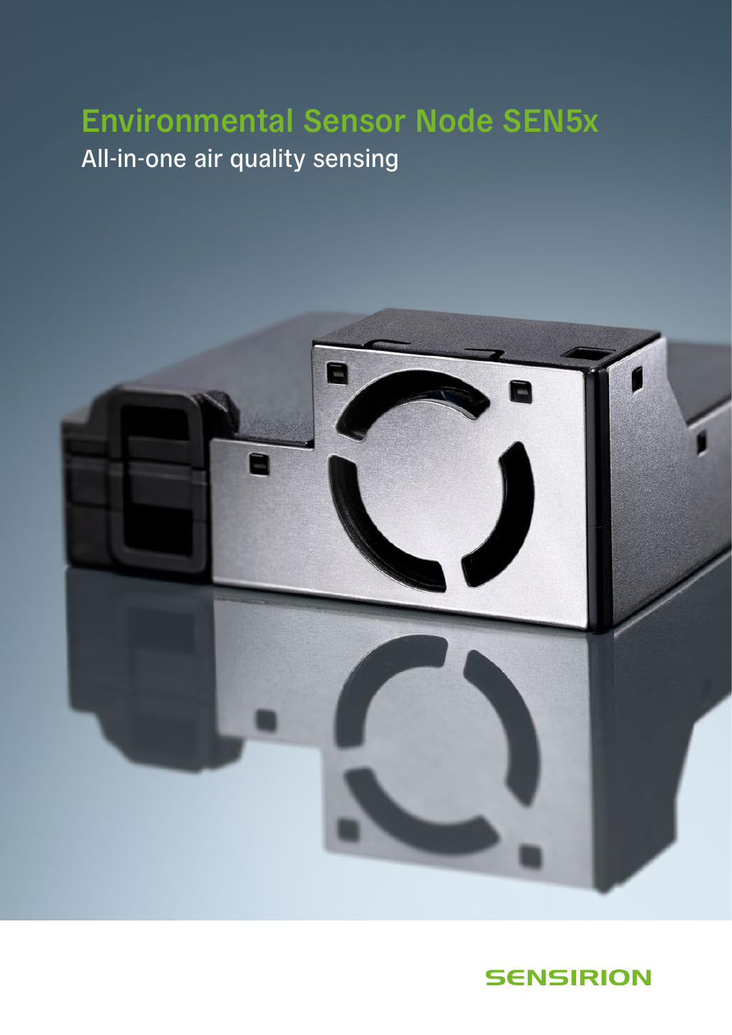# Environmental Sensor Node SEN5x

## All-in-one air quality sensing

SENSIRION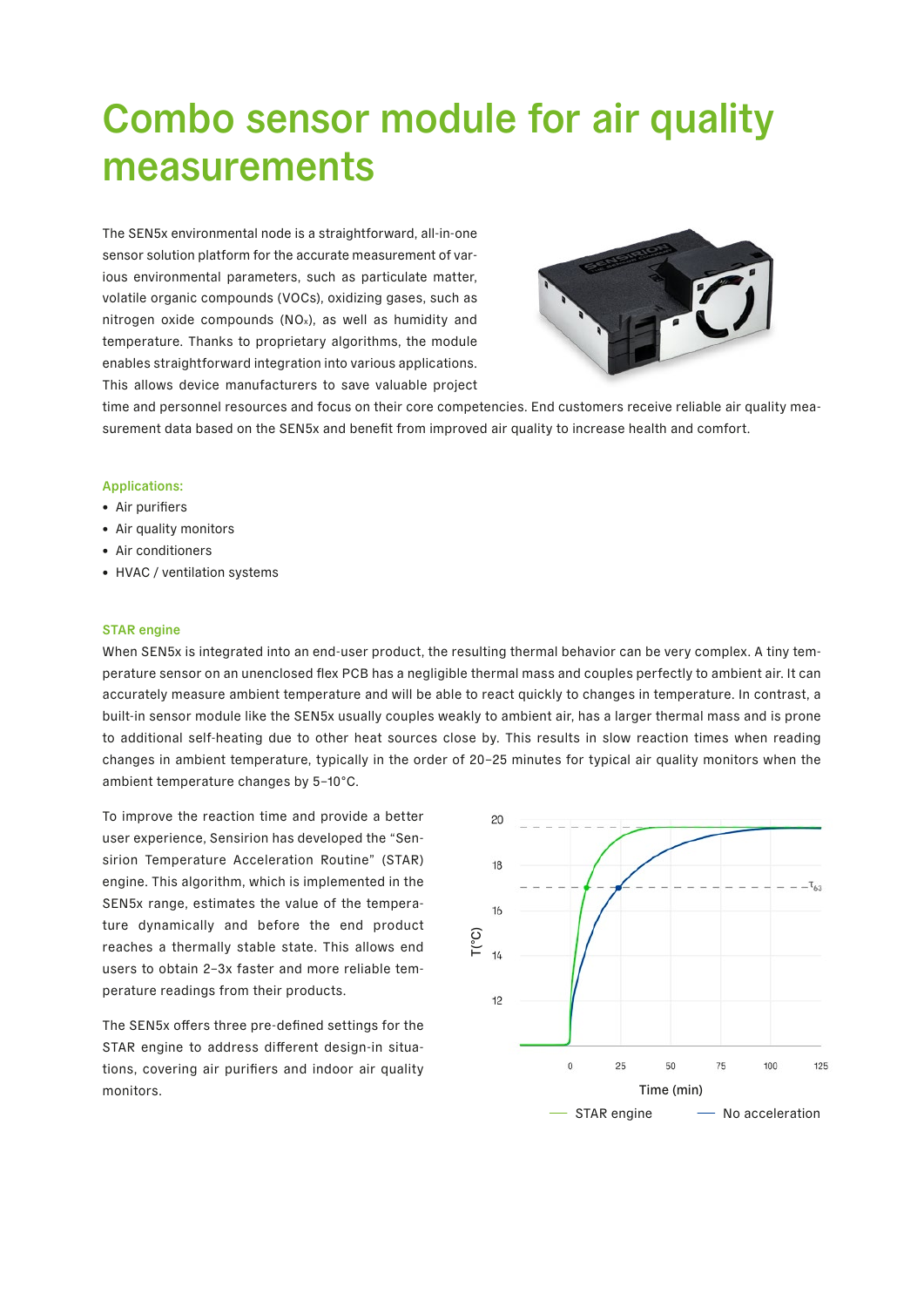# Combo sensor module for air quality measurements

The SEN5x environmental node is a straightforward, all-in-one sensor solution platform for the accurate measurement of various environmental parameters, such as particulate matter, volatile organic compounds (VOCs), oxidizing gases, such as nitrogen oxide compounds ($NO_x$), as well as humidity and temperature. Thanks to proprietary algorithms, the module enables straightforward integration into various applications. This allows device manufacturers to save valuable project time and personnel resources and focus on their core competencies. End customers receive reliable air quality measurement data based on the SEN5x and benefit from improved air quality to increase health and comfort.

### Applications:

- Air purifiers
- Air quality monitors
- Air conditioners
- HVAC / ventilation systems

### STAR engine

When SEN5x is integrated into an end-user product, the resulting thermal behavior can be very complex. A tiny temperature sensor on an unenclosed flex PCB has a negligible thermal mass and couples perfectly to ambient air. It can accurately measure ambient temperature and will be able to react quickly to changes in temperature. In contrast, a built-in sensor module like the SEN5x usually couples weakly to ambient air, has a larger thermal mass and is prone to additional self-heating due to other heat sources close by. This results in slow reaction times when reading changes in ambient temperature, typically in the order of 20–25 minutes for typical air quality monitors when the ambient temperature changes by 5–10°C.

To improve the reaction time and provide a better user experience, Sensirion has developed the "Sensirion Temperature Acceleration Routine" (STAR) engine. This algorithm, which is implemented in the SEN5x range, estimates the value of the temperature dynamically and before the end product reaches a thermally stable state. This allows end users to obtain 2–3x faster and more reliable temperature readings from their products.

The SEN5x offers three pre-defined settings for the STAR engine to address different design-in situations, covering air purifiers and indoor air quality monitors.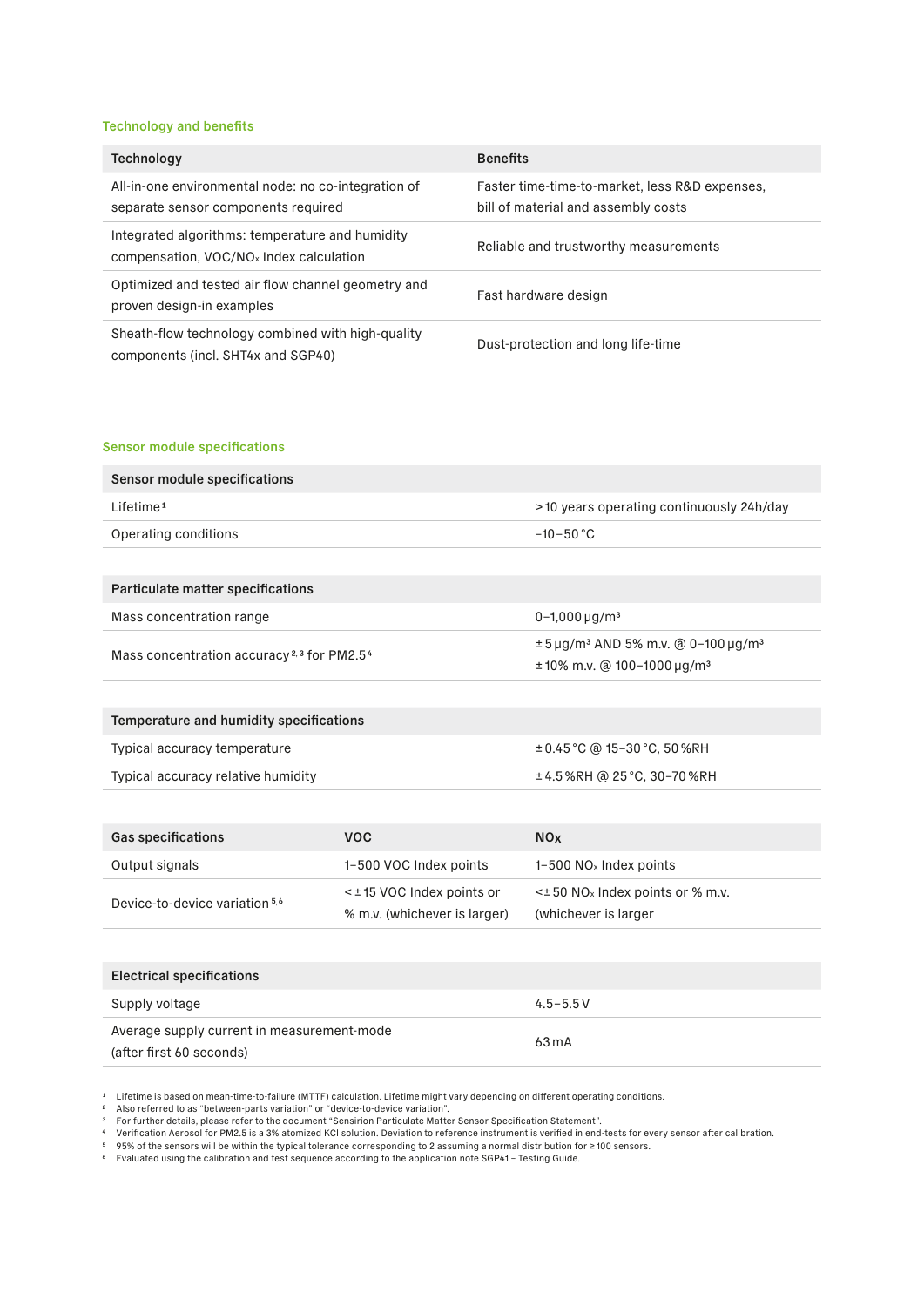## Technology and benefits

| Technology | Benefits |
|---|---|
| All-in-one environmental node: no co-integration of separate sensor components required | Faster time-time-to-market, less R&D expenses, bill of material and assembly costs |
| Integrated algorithms: temperature and humidity compensation, VOC/$NO_x$ Index calculation | Reliable and trustworthy measurements |
| Optimized and tested air flow channel geometry and proven design-in examples | Fast hardware design |
| Sheath-flow technology combined with high-quality components (incl. SHT4x and SGP40) | Dust-protection and long life-time |

## Sensor module specifications

| Sensor module specifications | |
|---|---|
| Lifetime[1] | >10 years operating continuously 24h/day |
| Operating conditions | −10–50 °C |

| Particulate matter specifications | |
|---|---|
| Mass concentration range | 0–1,000 µg/m³ |
| Mass concentration accuracy[2,3] for PM2.5[4] | ± 5 µg/m³ AND 5% m.v. @ 0–100 µg/m³<br>± 10% m.v. @ 100–1000 µg/m³ |

| Temperature and humidity specifications | |
|---|---|
| Typical accuracy temperature | ± 0.45 °C @ 15–30 °C, 50 %RH |
| Typical accuracy relative humidity | ± 4.5 %RH @ 25 °C, 30–70 %RH |

| Gas specifications | VOC | $NO_x$ |
|---|---|---|
| Output signals | 1–500 VOC Index points | 1–500 $NO_x$ Index points |
| Device-to-device variation[5,6] | < ± 15 VOC Index points or % m.v. (whichever is larger) | <± 50 $NO_x$ Index points or % m.v. (whichever is larger |

| Electrical specifications | |
|---|---|
| Supply voltage | 4.5–5.5 V |
| Average supply current in measurement-mode (after first 60 seconds) | 63 mA |

[1] Lifetime is based on mean-time-to-failure (MTTF) calculation. Lifetime might vary depending on different operating conditions.
[2] Also referred to as "between-parts variation" or "device-to-device variation".
[3] For further details, please refer to the document "Sensirion Particulate Matter Sensor Specification Statement".
[4] Verification Aerosol for PM2.5 is a 3% atomized KCl solution. Deviation to reference instrument is verified in end-tests for every sensor after calibration.
[5] 95% of the sensors will be within the typical tolerance corresponding to 2 assuming a normal distribution for ≥ 100 sensors.
[6] Evaluated using the calibration and test sequence according to the application note SGP41 – Testing Guide.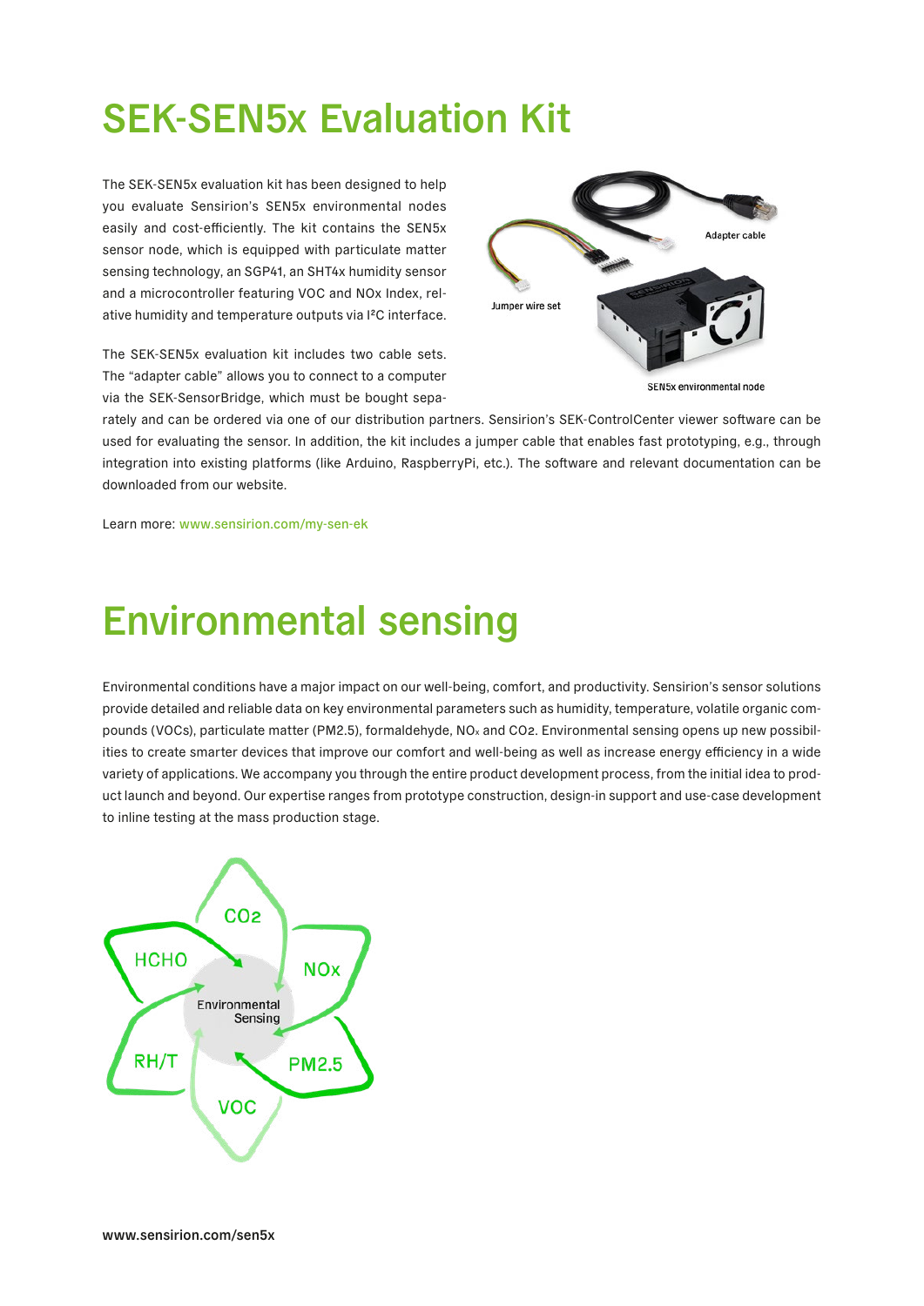# SEK-SEN5x Evaluation Kit

The SEK-SEN5x evaluation kit has been designed to help you evaluate Sensirion's SEN5x environmental nodes easily and cost-efficiently. The kit contains the SEN5x sensor node, which is equipped with particulate matter sensing technology, an SGP41, an SHT4x humidity sensor and a microcontroller featuring VOC and NOx Index, relative humidity and temperature outputs via I²C interface.

Adapter cable

Jumper wire set

SEN5x environmental node

The SEK-SEN5x evaluation kit includes two cable sets. The "adapter cable" allows you to connect to a computer via the SEK-SensorBridge, which must be bought separately and can be ordered via one of our distribution partners. Sensirion's SEK-ControlCenter viewer software can be used for evaluating the sensor. In addition, the kit includes a jumper cable that enables fast prototyping, e.g., through integration into existing platforms (like Arduino, RaspberryPi, etc.). The software and relevant documentation can be downloaded from our website.

Learn more: www.sensirion.com/my-sen-ek

# Environmental sensing

Environmental conditions have a major impact on our well-being, comfort, and productivity. Sensirion's sensor solutions provide detailed and reliable data on key environmental parameters such as humidity, temperature, volatile organic compounds (VOCs), particulate matter (PM2.5), formaldehyde, $NO_x$ and $CO_2$. Environmental sensing opens up new possibilities to create smarter devices that improve our comfort and well-being as well as increase energy efficiency in a wide variety of applications. We accompany you through the entire product development process, from the initial idea to product launch and beyond. Our expertise ranges from prototype construction, design-in support and use-case development to inline testing at the mass production stage.

CO2

HCHO

NOx

Environmental Sensing

RH/T

PM2.5

VOC

www.sensirion.com/sen5x